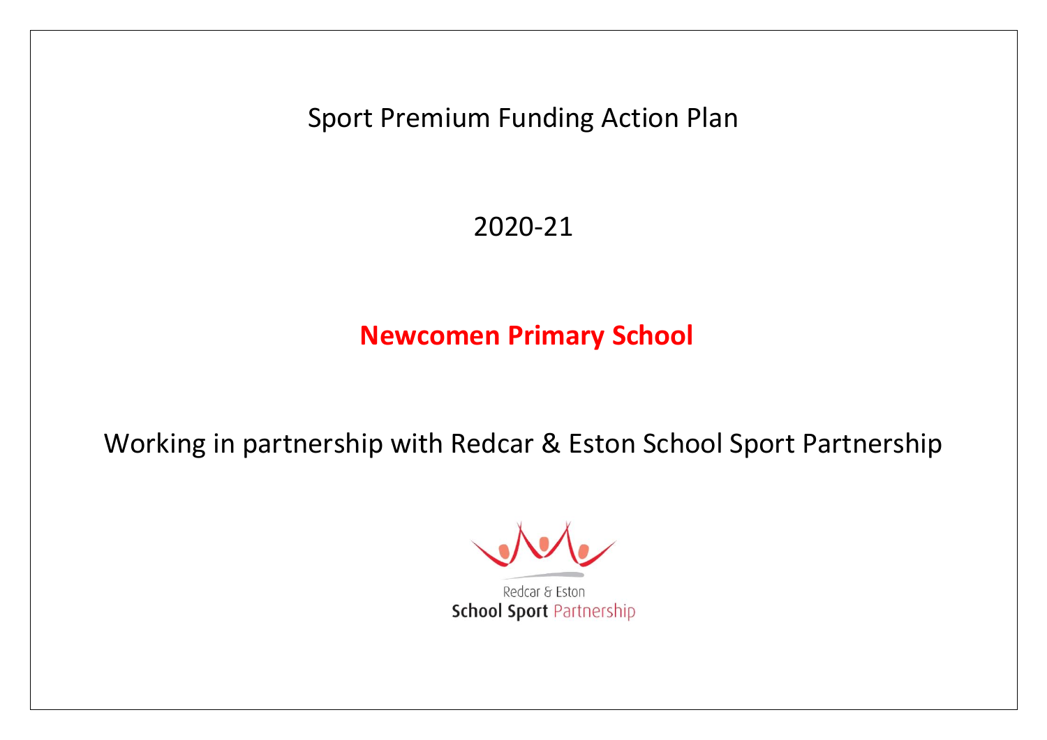# Sport Premium Funding Action Plan

## 2020-21

## **Newcomen Primary School**

Working in partnership with Redcar & Eston School Sport Partnership

Redcar & Eston
**School Sport** Partnership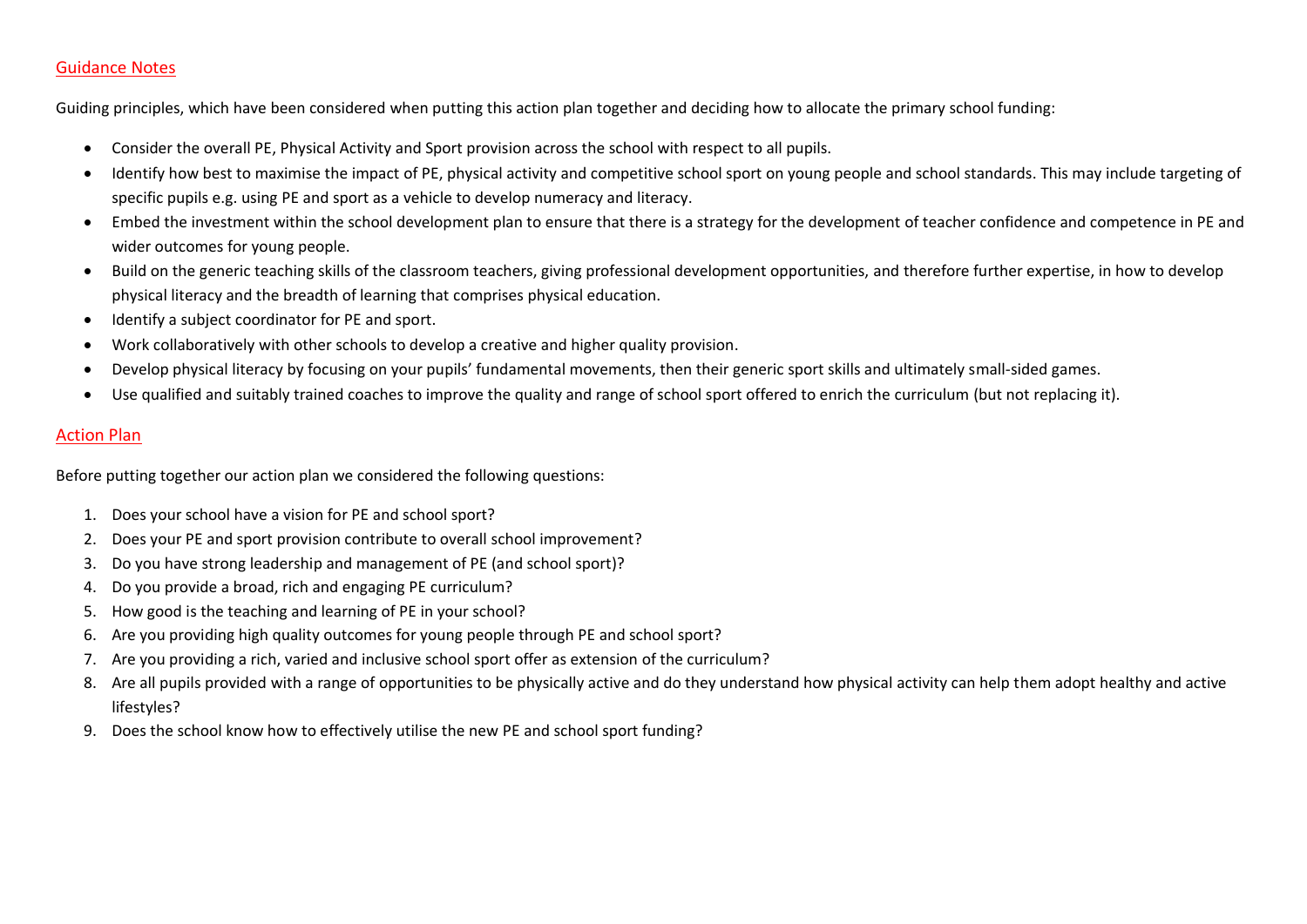## Guidance Notes

Guiding principles, which have been considered when putting this action plan together and deciding how to allocate the primary school funding:

- Consider the overall PE, Physical Activity and Sport provision across the school with respect to all pupils.
- Identify how best to maximise the impact of PE, physical activity and competitive school sport on young people and school standards. This may include targeting of specific pupils e.g. using PE and sport as a vehicle to develop numeracy and literacy.
- Embed the investment within the school development plan to ensure that there is a strategy for the development of teacher confidence and competence in PE and wider outcomes for young people.
- Build on the generic teaching skills of the classroom teachers, giving professional development opportunities, and therefore further expertise, in how to develop physical literacy and the breadth of learning that comprises physical education.
- Identify a subject coordinator for PE and sport.
- Work collaboratively with other schools to develop a creative and higher quality provision.
- Develop physical literacy by focusing on your pupils' fundamental movements, then their generic sport skills and ultimately small-sided games.
- Use qualified and suitably trained coaches to improve the quality and range of school sport offered to enrich the curriculum (but not replacing it).

## Action Plan

Before putting together our action plan we considered the following questions:

1. Does your school have a vision for PE and school sport?
2. Does your PE and sport provision contribute to overall school improvement?
3. Do you have strong leadership and management of PE (and school sport)?
4. Do you provide a broad, rich and engaging PE curriculum?
5. How good is the teaching and learning of PE in your school?
6. Are you providing high quality outcomes for young people through PE and school sport?
7. Are you providing a rich, varied and inclusive school sport offer as extension of the curriculum?
8. Are all pupils provided with a range of opportunities to be physically active and do they understand how physical activity can help them adopt healthy and active lifestyles?
9. Does the school know how to effectively utilise the new PE and school sport funding?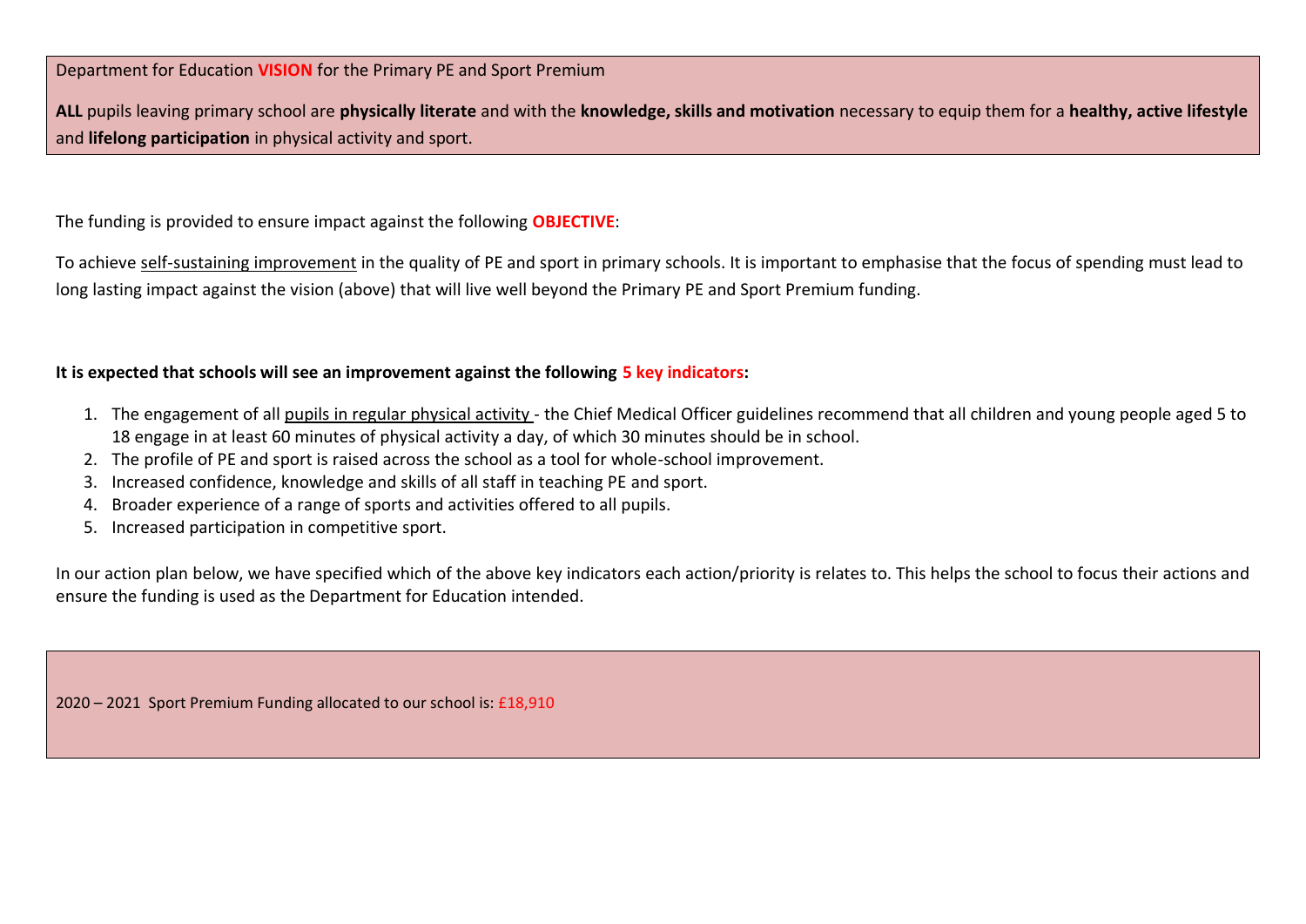Department for Education **VISION** for the Primary PE and Sport Premium

**ALL** pupils leaving primary school are **physically literate** and with the **knowledge, skills and motivation** necessary to equip them for a **healthy, active lifestyle** and **lifelong participation** in physical activity and sport.

The funding is provided to ensure impact against the following **OBJECTIVE**:

To achieve self-sustaining improvement in the quality of PE and sport in primary schools. It is important to emphasise that the focus of spending must lead to long lasting impact against the vision (above) that will live well beyond the Primary PE and Sport Premium funding.

**It is expected that schools will see an improvement against the following 5 key indicators:**

1. The engagement of all pupils in regular physical activity - the Chief Medical Officer guidelines recommend that all children and young people aged 5 to 18 engage in at least 60 minutes of physical activity a day, of which 30 minutes should be in school.
2. The profile of PE and sport is raised across the school as a tool for whole-school improvement.
3. Increased confidence, knowledge and skills of all staff in teaching PE and sport.
4. Broader experience of a range of sports and activities offered to all pupils.
5. Increased participation in competitive sport.

In our action plan below, we have specified which of the above key indicators each action/priority is relates to. This helps the school to focus their actions and ensure the funding is used as the Department for Education intended.

2020 – 2021 Sport Premium Funding allocated to our school is: £18,910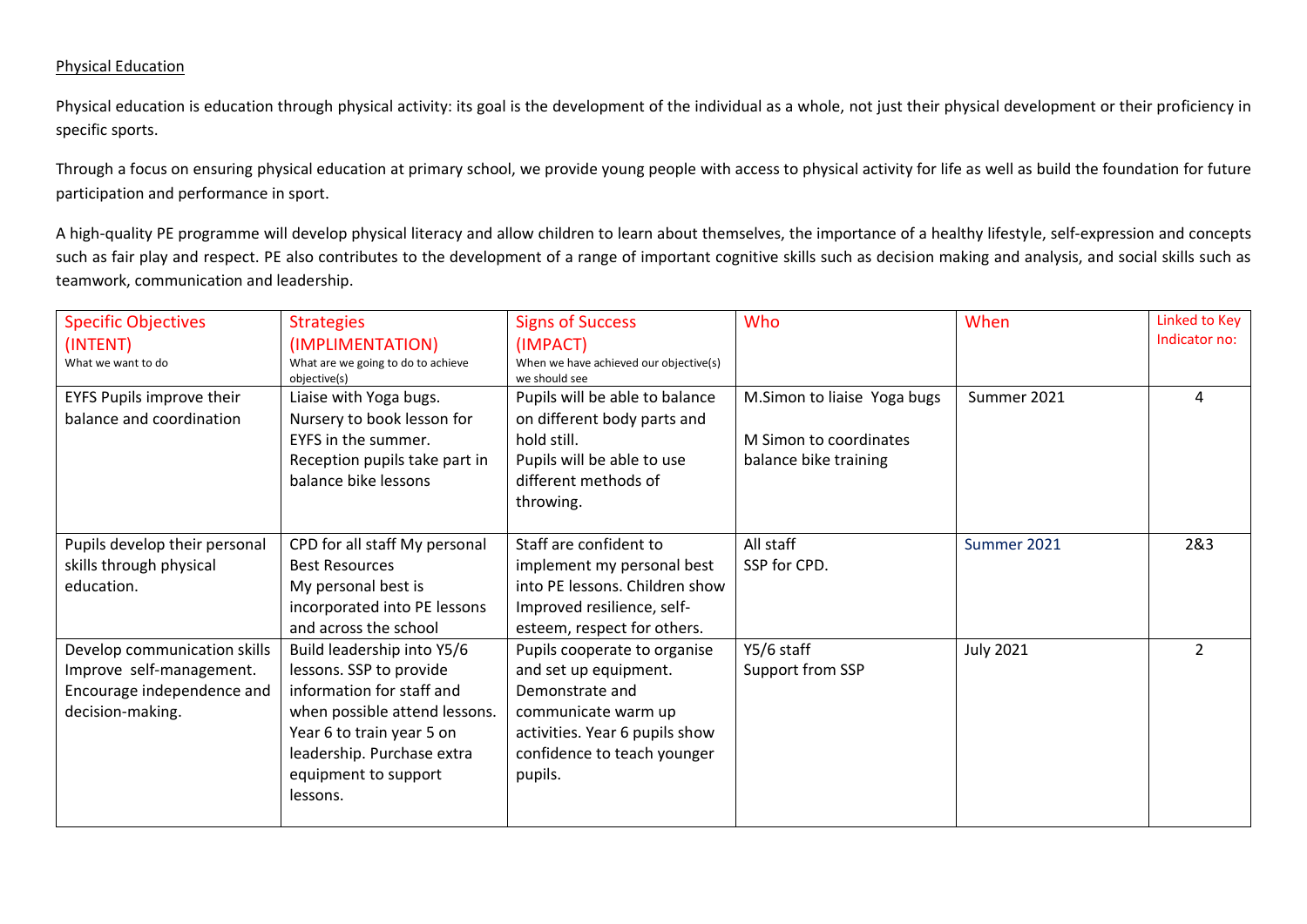Physical Education

Physical education is education through physical activity: its goal is the development of the individual as a whole, not just their physical development or their proficiency in specific sports.

Through a focus on ensuring physical education at primary school, we provide young people with access to physical activity for life as well as build the foundation for future participation and performance in sport.

A high-quality PE programme will develop physical literacy and allow children to learn about themselves, the importance of a healthy lifestyle, self-expression and concepts such as fair play and respect. PE also contributes to the development of a range of important cognitive skills such as decision making and analysis, and social skills such as teamwork, communication and leadership.

| Specific Objectives (INTENT) What we want to do | Strategies (IMPLIMENTATION) What are we going to do to achieve objective(s) | Signs of Success (IMPACT) When we have achieved our objective(s) we should see | Who | When | Linked to Key Indicator no: |
|---|---|---|---|---|---|
| EYFS Pupils improve their balance and coordination | Liaise with Yoga bugs. Nursery to book lesson for EYFS in the summer. Reception pupils take part in balance bike lessons | Pupils will be able to balance on different body parts and hold still. Pupils will be able to use different methods of throwing. | M.Simon to liaise Yoga bugs<br><br>M Simon to coordinates balance bike training | Summer 2021 | 4 |
| Pupils develop their personal skills through physical education. | CPD for all staff My personal Best Resources<br>My personal best is incorporated into PE lessons and across the school | Staff are confident to implement my personal best into PE lessons. Children show Improved resilience, self-esteem, respect for others. | All staff<br>SSP for CPD. | Summer 2021 | 2&3 |
| Develop communication skills Improve self-management. Encourage independence and decision-making. | Build leadership into Y5/6 lessons. SSP to provide information for staff and when possible attend lessons. Year 6 to train year 5 on leadership. Purchase extra equipment to support lessons. | Pupils cooperate to organise and set up equipment. Demonstrate and communicate warm up activities. Year 6 pupils show confidence to teach younger pupils. | Y5/6 staff<br>Support from SSP | July 2021 | 2 |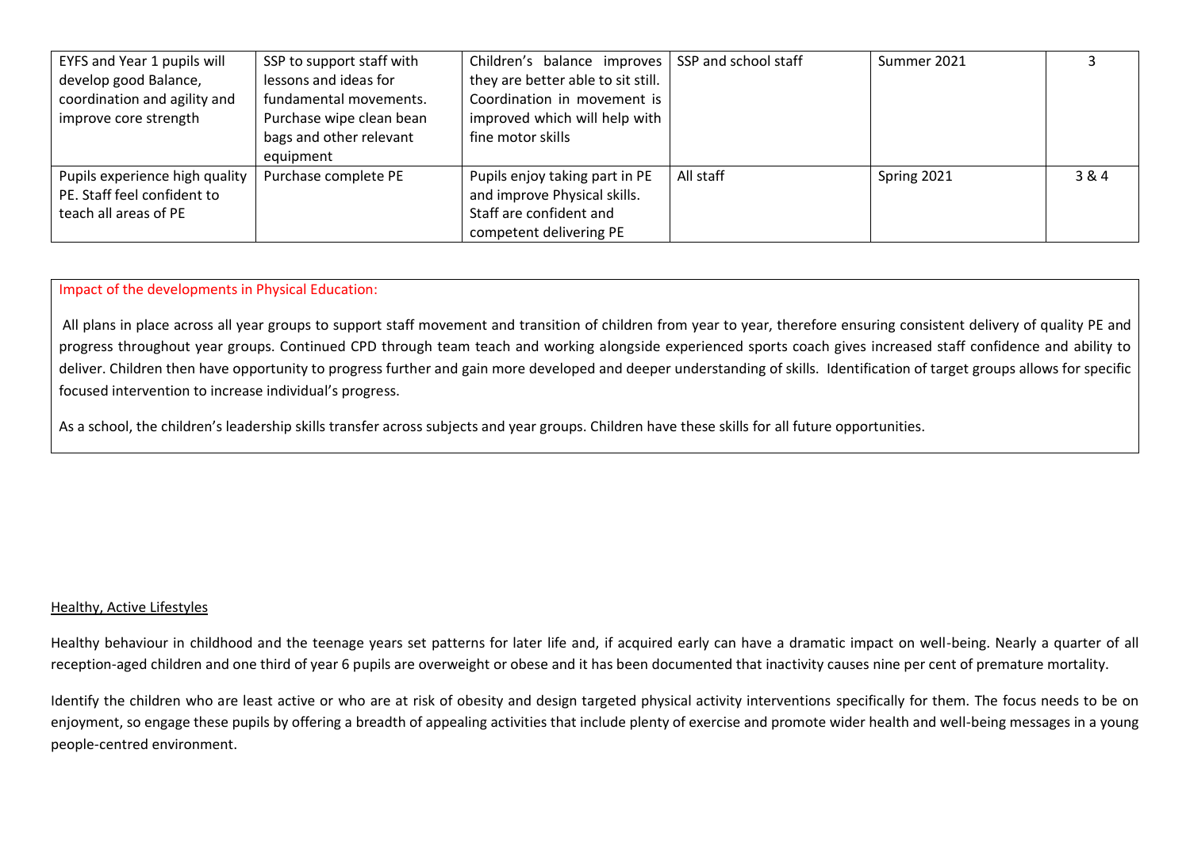| EYFS and Year 1 pupils will develop good Balance, coordination and agility and improve core strength | SSP to support staff with lessons and ideas for fundamental movements. Purchase wipe clean bean bags and other relevant equipment | Children's balance improves they are better able to sit still. Coordination in movement is improved which will help with fine motor skills | SSP and school staff | Summer 2021 | 3 |
|---|---|---|---|---|---|
| Pupils experience high quality PE. Staff feel confident to teach all areas of PE | Purchase complete PE | Pupils enjoy taking part in PE and improve Physical skills. Staff are confident and competent delivering PE | All staff | Spring 2021 | 3 & 4 |

Impact of the developments in Physical Education:

All plans in place across all year groups to support staff movement and transition of children from year to year, therefore ensuring consistent delivery of quality PE and progress throughout year groups. Continued CPD through team teach and working alongside experienced sports coach gives increased staff confidence and ability to deliver. Children then have opportunity to progress further and gain more developed and deeper understanding of skills. Identification of target groups allows for specific focused intervention to increase individual's progress.

As a school, the children's leadership skills transfer across subjects and year groups. Children have these skills for all future opportunities.

## Healthy, Active Lifestyles

Healthy behaviour in childhood and the teenage years set patterns for later life and, if acquired early can have a dramatic impact on well-being. Nearly a quarter of all reception-aged children and one third of year 6 pupils are overweight or obese and it has been documented that inactivity causes nine per cent of premature mortality.

Identify the children who are least active or who are at risk of obesity and design targeted physical activity interventions specifically for them. The focus needs to be on enjoyment, so engage these pupils by offering a breadth of appealing activities that include plenty of exercise and promote wider health and well-being messages in a young people-centred environment.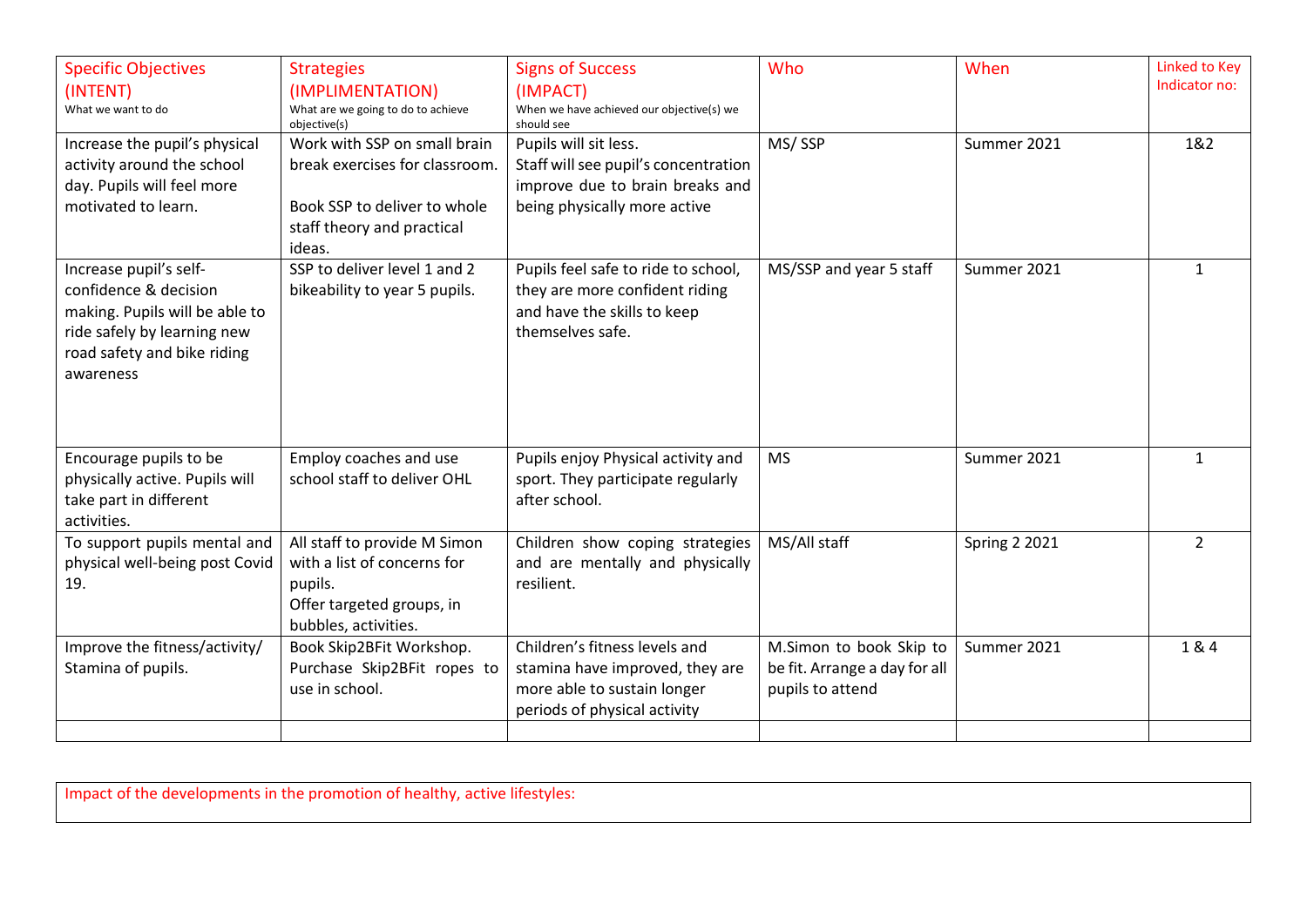| Specific Objectives (INTENT) What we want to do | Strategies (IMPLIMENTATION) What are we going to do to achieve objective(s) | Signs of Success (IMPACT) When we have achieved our objective(s) we should see | Who | When | Linked to Key Indicator no: |
|---|---|---|---|---|---|
| Increase the pupil's physical activity around the school day. Pupils will feel more motivated to learn. | Work with SSP on small brain break exercises for classroom.<br><br>Book SSP to deliver to whole staff theory and practical ideas. | Pupils will sit less.<br>Staff will see pupil's concentration improve due to brain breaks and being physically more active | MS/ SSP | Summer 2021 | 1&2 |
| Increase pupil's self-confidence & decision making. Pupils will be able to ride safely by learning new road safety and bike riding awareness | SSP to deliver level 1 and 2 bikeability to year 5 pupils. | Pupils feel safe to ride to school, they are more confident riding and have the skills to keep themselves safe. | MS/SSP and year 5 staff | Summer 2021 | 1 |
| Encourage pupils to be physically active. Pupils will take part in different activities. | Employ coaches and use school staff to deliver OHL | Pupils enjoy Physical activity and sport. They participate regularly after school. | MS | Summer 2021 | 1 |
| To support pupils mental and physical well-being post Covid 19. | All staff to provide M Simon with a list of concerns for pupils.<br>Offer targeted groups, in bubbles, activities. | Children show coping strategies and are mentally and physically resilient. | MS/All staff | Spring 2 2021 | 2 |
| Improve the fitness/activity/ Stamina of pupils. | Book Skip2BFit Workshop.<br>Purchase Skip2BFit ropes to use in school. | Children's fitness levels and stamina have improved, they are more able to sustain longer periods of physical activity | M.Simon to book Skip to be fit. Arrange a day for all pupils to attend | Summer 2021 | 1 & 4 |
| | | | | | |

| Impact of the developments in the promotion of healthy, active lifestyles: |
|---|
| |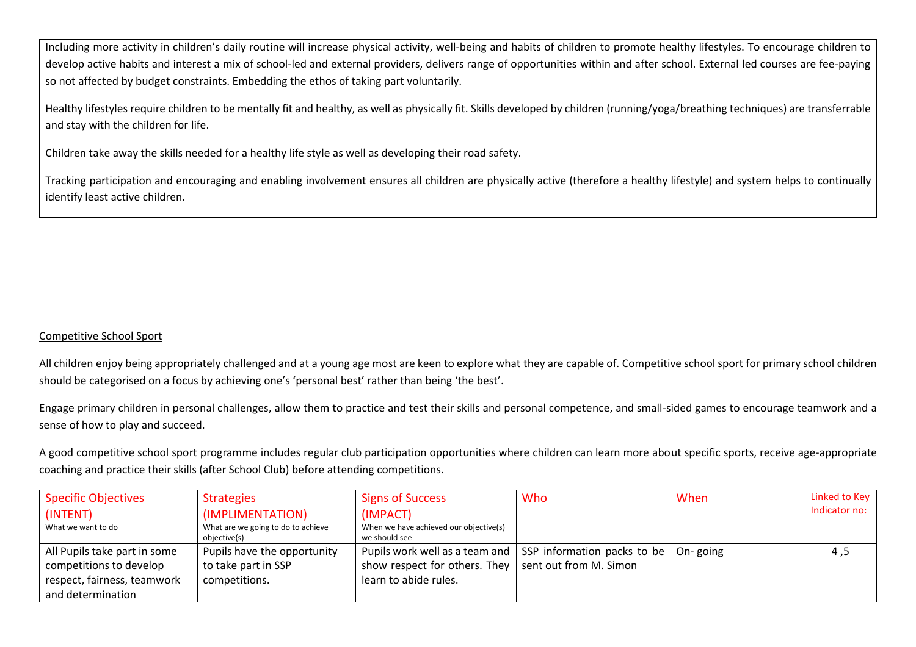Including more activity in children's daily routine will increase physical activity, well-being and habits of children to promote healthy lifestyles. To encourage children to develop active habits and interest a mix of school-led and external providers, delivers range of opportunities within and after school. External led courses are fee-paying so not affected by budget constraints. Embedding the ethos of taking part voluntarily.

Healthy lifestyles require children to be mentally fit and healthy, as well as physically fit. Skills developed by children (running/yoga/breathing techniques) are transferrable and stay with the children for life.

Children take away the skills needed for a healthy life style as well as developing their road safety.

Tracking participation and encouraging and enabling involvement ensures all children are physically active (therefore a healthy lifestyle) and system helps to continually identify least active children.

<u>Competitive School Sport</u>

All children enjoy being appropriately challenged and at a young age most are keen to explore what they are capable of. Competitive school sport for primary school children should be categorised on a focus by achieving one's 'personal best' rather than being 'the best'.

Engage primary children in personal challenges, allow them to practice and test their skills and personal competence, and small-sided games to encourage teamwork and a sense of how to play and succeed.

A good competitive school sport programme includes regular club participation opportunities where children can learn more about specific sports, receive age-appropriate coaching and practice their skills (after School Club) before attending competitions.

| Specific Objectives (INTENT) What we want to do | Strategies (IMPLIMENTATION) What are we going to do to achieve objective(s) | Signs of Success (IMPACT) When we have achieved our objective(s) we should see | Who | When | Linked to Key Indicator no: |
|---|---|---|---|---|---|
| All Pupils take part in some competitions to develop respect, fairness, teamwork and determination | Pupils have the opportunity to take part in SSP competitions. | Pupils work well as a team and show respect for others. They learn to abide rules. | SSP information packs to be sent out from M. Simon | On- going | 4 ,5 |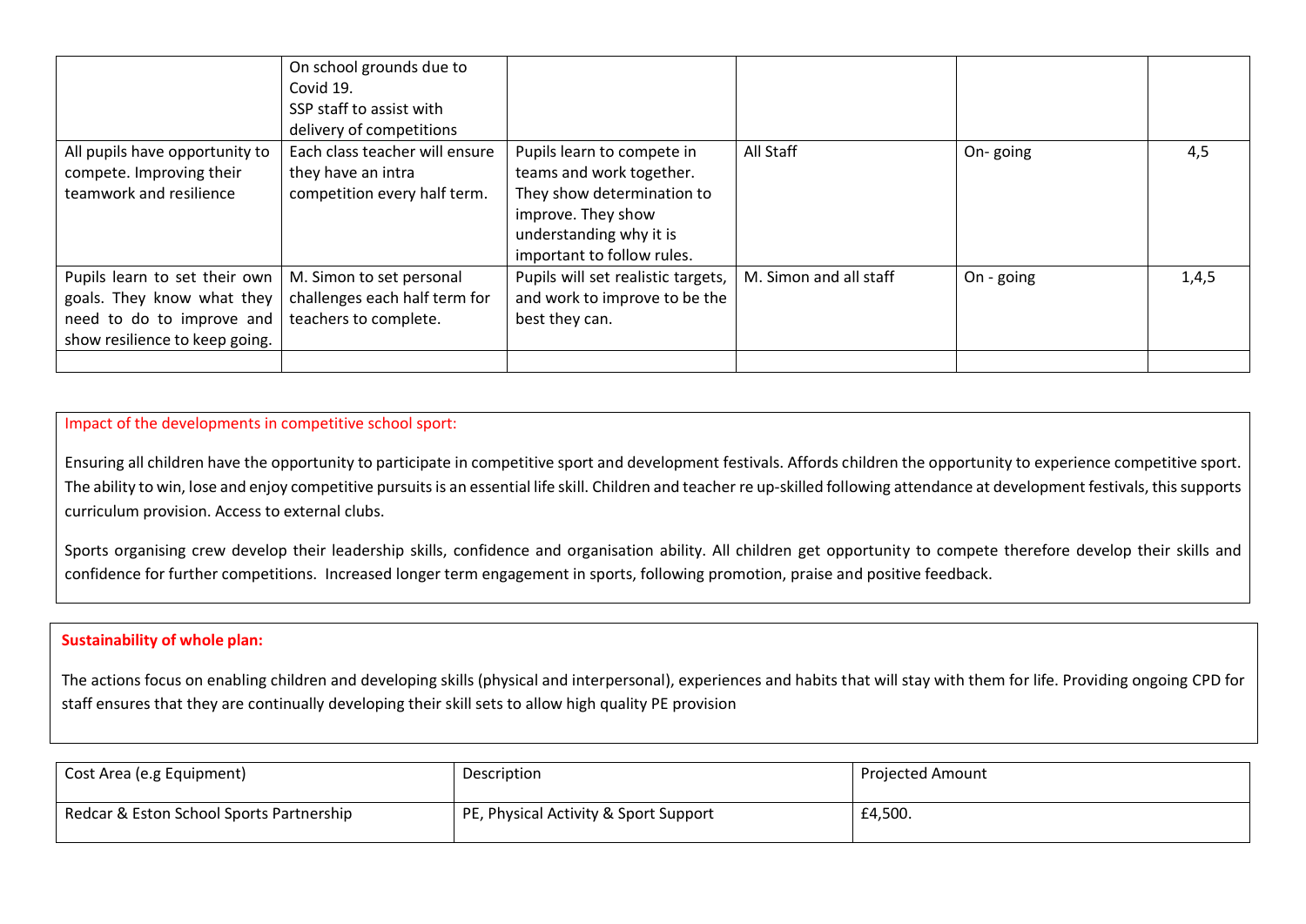| | | | | | |
|---|---|---|---|---|---|
| | On school grounds due to Covid 19. SSP staff to assist with delivery of competitions | | | | |
| All pupils have opportunity to compete. Improving their teamwork and resilience | Each class teacher will ensure they have an intra competition every half term. | Pupils learn to compete in teams and work together. They show determination to improve. They show understanding why it is important to follow rules. | All Staff | On- going | 4,5 |
| Pupils learn to set their own goals. They know what they need to do to improve and show resilience to keep going. | M. Simon to set personal challenges each half term for teachers to complete. | Pupils will set realistic targets, and work to improve to be the best they can. | M. Simon and all staff | On - going | 1,4,5 |
| | | | | | |

Impact of the developments in competitive school sport:

Ensuring all children have the opportunity to participate in competitive sport and development festivals. Affords children the opportunity to experience competitive sport. The ability to win, lose and enjoy competitive pursuits is an essential life skill. Children and teacher re up-skilled following attendance at development festivals, this supports curriculum provision. Access to external clubs.

Sports organising crew develop their leadership skills, confidence and organisation ability. All children get opportunity to compete therefore develop their skills and confidence for further competitions. Increased longer term engagement in sports, following promotion, praise and positive feedback.

**Sustainability of whole plan:**

The actions focus on enabling children and developing skills (physical and interpersonal), experiences and habits that will stay with them for life. Providing ongoing CPD for staff ensures that they are continually developing their skill sets to allow high quality PE provision

| Cost Area (e.g Equipment) | Description | Projected Amount |
|---|---|---|
| Redcar & Eston School Sports Partnership | PE, Physical Activity & Sport Support | £4,500. |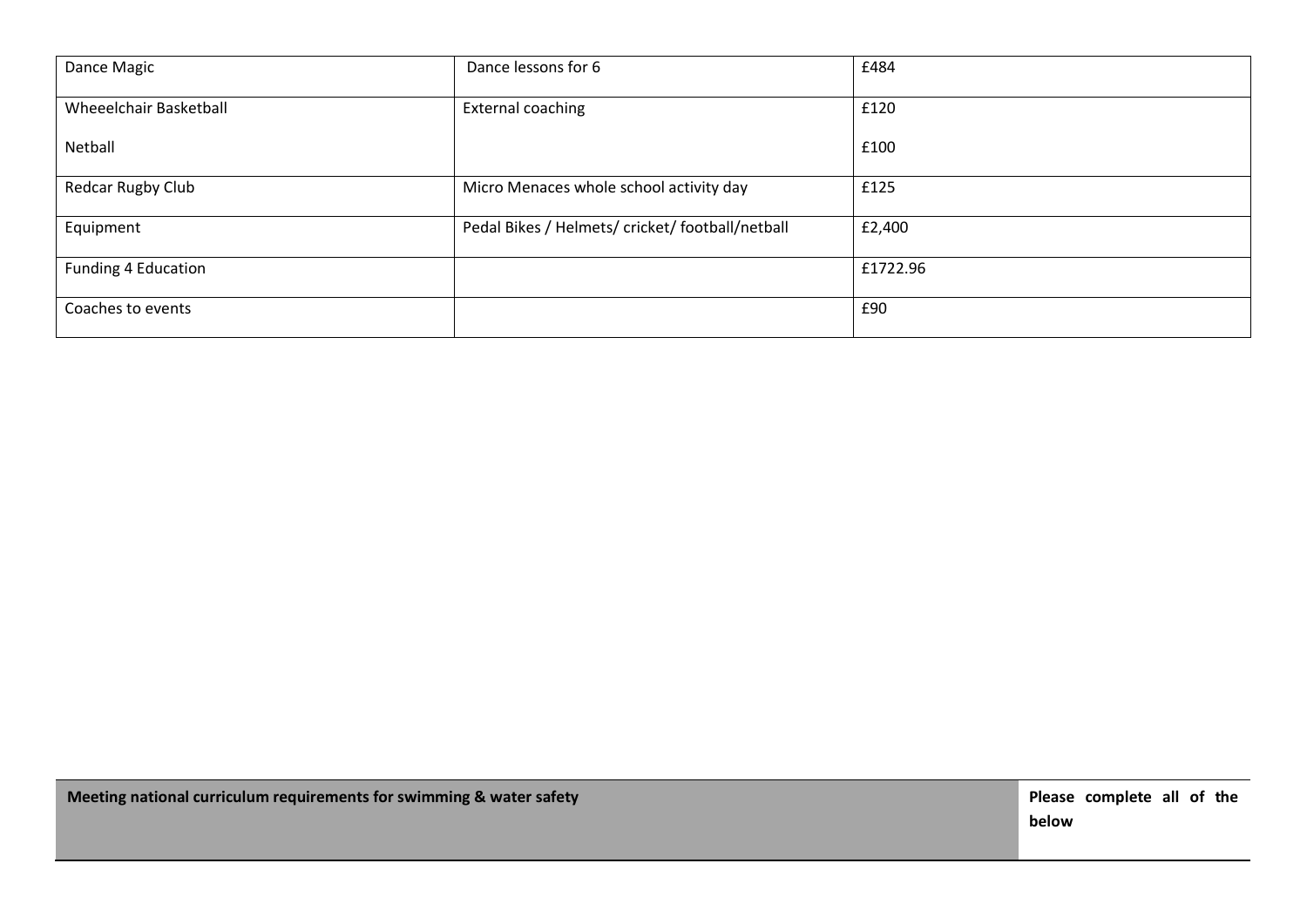| | | |
|---|---|---|
| Dance Magic | Dance lessons for 6 | £484 |
| Wheeelchair Basketball<br><br>Netball | External coaching | £120<br><br>£100 |
| Redcar Rugby Club | Micro Menaces whole school activity day | £125 |
| Equipment | Pedal Bikes / Helmets/ cricket/ football/netball | £2,400 |
| Funding 4 Education | | £1722.96 |
| Coaches to events | | £90 |

| Meeting national curriculum requirements for swimming & water safety | Please complete all of the below |
|---|---|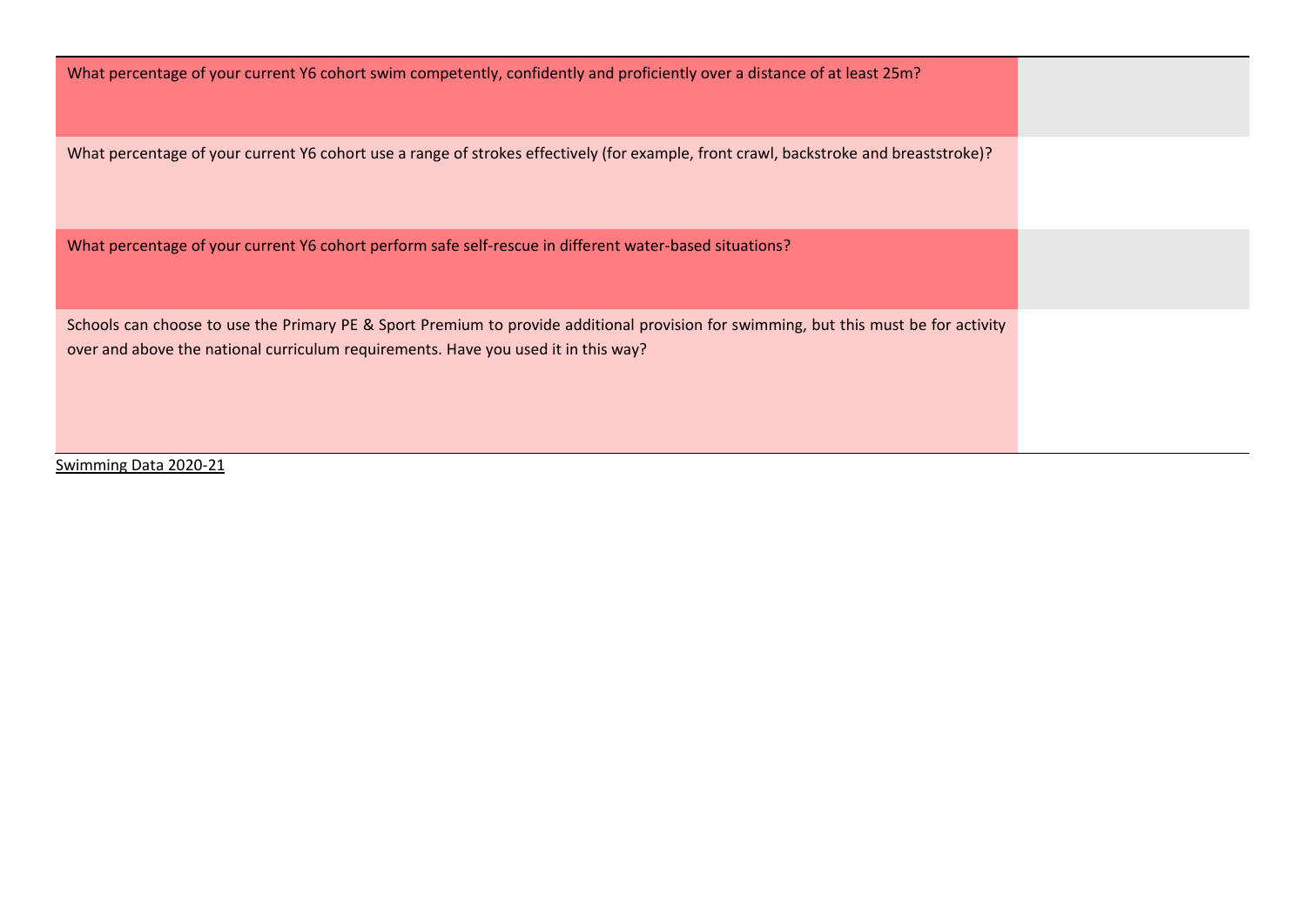| | |
|---|---|
| What percentage of your current Y6 cohort swim competently, confidently and proficiently over a distance of at least 25m? | |
| What percentage of your current Y6 cohort use a range of strokes effectively (for example, front crawl, backstroke and breaststroke)? | |
| What percentage of your current Y6 cohort perform safe self-rescue in different water-based situations? | |
| Schools can choose to use the Primary PE & Sport Premium to provide additional provision for swimming, but this must be for activity over and above the national curriculum requirements. Have you used it in this way? | |

Swimming Data 2020-21